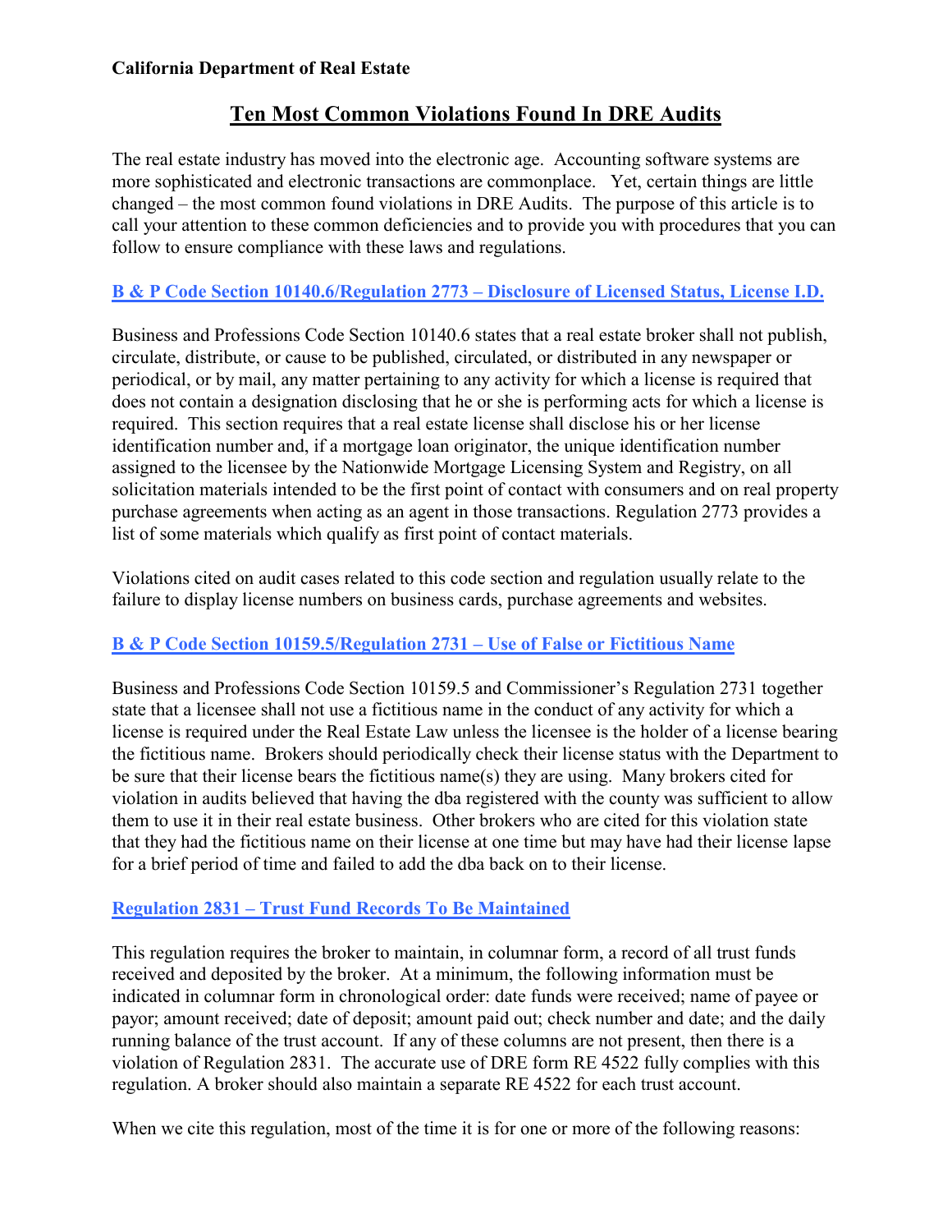**California Department of Real Estate**

# Ten Most Common Violations Found In DRE Audits

The real estate industry has moved into the electronic age. Accounting software systems are more sophisticated and electronic transactions are commonplace. Yet, certain things are little changed – the most common found violations in DRE Audits. The purpose of this article is to call your attention to these common deficiencies and to provide you with procedures that you can follow to ensure compliance with these laws and regulations.

## B & P Code Section 10140.6/Regulation 2773 – Disclosure of Licensed Status, License I.D.

Business and Professions Code Section 10140.6 states that a real estate broker shall not publish, circulate, distribute, or cause to be published, circulated, or distributed in any newspaper or periodical, or by mail, any matter pertaining to any activity for which a license is required that does not contain a designation disclosing that he or she is performing acts for which a license is required. This section requires that a real estate license shall disclose his or her license identification number and, if a mortgage loan originator, the unique identification number assigned to the licensee by the Nationwide Mortgage Licensing System and Registry, on all solicitation materials intended to be the first point of contact with consumers and on real property purchase agreements when acting as an agent in those transactions. Regulation 2773 provides a list of some materials which qualify as first point of contact materials.

Violations cited on audit cases related to this code section and regulation usually relate to the failure to display license numbers on business cards, purchase agreements and websites.

## B & P Code Section 10159.5/Regulation 2731 – Use of False or Fictitious Name

Business and Professions Code Section 10159.5 and Commissioner's Regulation 2731 together state that a licensee shall not use a fictitious name in the conduct of any activity for which a license is required under the Real Estate Law unless the licensee is the holder of a license bearing the fictitious name. Brokers should periodically check their license status with the Department to be sure that their license bears the fictitious name(s) they are using. Many brokers cited for violation in audits believed that having the dba registered with the county was sufficient to allow them to use it in their real estate business. Other brokers who are cited for this violation state that they had the fictitious name on their license at one time but may have had their license lapse for a brief period of time and failed to add the dba back on to their license.

## Regulation 2831 – Trust Fund Records To Be Maintained

This regulation requires the broker to maintain, in columnar form, a record of all trust funds received and deposited by the broker. At a minimum, the following information must be indicated in columnar form in chronological order: date funds were received; name of payee or payor; amount received; date of deposit; amount paid out; check number and date; and the daily running balance of the trust account. If any of these columns are not present, then there is a violation of Regulation 2831. The accurate use of DRE form RE 4522 fully complies with this regulation. A broker should also maintain a separate RE 4522 for each trust account.

When we cite this regulation, most of the time it is for one or more of the following reasons: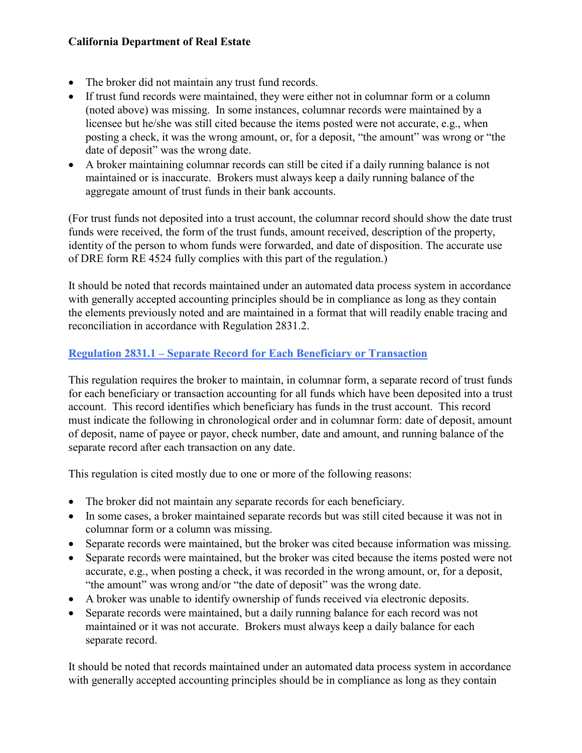- The broker did not maintain any trust fund records.
- If trust fund records were maintained, they were either not in columnar form or a column (noted above) was missing. In some instances, columnar records were maintained by a licensee but he/she was still cited because the items posted were not accurate, e.g., when posting a check, it was the wrong amount, or, for a deposit, "the amount" was wrong or "the date of deposit" was the wrong date.
- A broker maintaining columnar records can still be cited if a daily running balance is not maintained or is inaccurate. Brokers must always keep a daily running balance of the aggregate amount of trust funds in their bank accounts.

(For trust funds not deposited into a trust account, the columnar record should show the date trust funds were received, the form of the trust funds, amount received, description of the property, identity of the person to whom funds were forwarded, and date of disposition. The accurate use of DRE form RE 4524 fully complies with this part of the regulation.)

It should be noted that records maintained under an automated data process system in accordance with generally accepted accounting principles should be in compliance as long as they contain the elements previously noted and are maintained in a format that will readily enable tracing and reconciliation in accordance with Regulation 2831.2.

## Regulation 2831.1 – Separate Record for Each Beneficiary or Transaction

This regulation requires the broker to maintain, in columnar form, a separate record of trust funds for each beneficiary or transaction accounting for all funds which have been deposited into a trust account. This record identifies which beneficiary has funds in the trust account. This record must indicate the following in chronological order and in columnar form: date of deposit, amount of deposit, name of payee or payor, check number, date and amount, and running balance of the separate record after each transaction on any date.

This regulation is cited mostly due to one or more of the following reasons:

- The broker did not maintain any separate records for each beneficiary.
- In some cases, a broker maintained separate records but was still cited because it was not in columnar form or a column was missing.
- Separate records were maintained, but the broker was cited because information was missing.
- Separate records were maintained, but the broker was cited because the items posted were not accurate, e.g., when posting a check, it was recorded in the wrong amount, or, for a deposit, "the amount" was wrong and/or "the date of deposit" was the wrong date.
- A broker was unable to identify ownership of funds received via electronic deposits.
- Separate records were maintained, but a daily running balance for each record was not maintained or it was not accurate. Brokers must always keep a daily balance for each separate record.

It should be noted that records maintained under an automated data process system in accordance with generally accepted accounting principles should be in compliance as long as they contain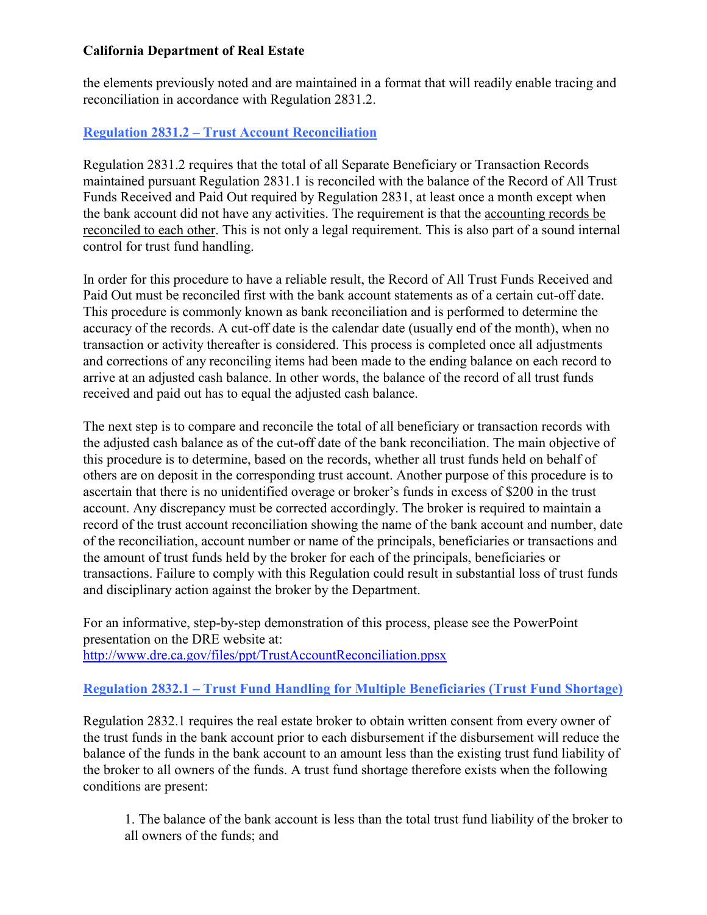the elements previously noted and are maintained in a format that will readily enable tracing and reconciliation in accordance with Regulation 2831.2.

### Regulation 2831.2 – Trust Account Reconciliation

Regulation 2831.2 requires that the total of all Separate Beneficiary or Transaction Records maintained pursuant Regulation 2831.1 is reconciled with the balance of the Record of All Trust Funds Received and Paid Out required by Regulation 2831, at least once a month except when the bank account did not have any activities. The requirement is that the <u>accounting records be reconciled to each other</u>. This is not only a legal requirement. This is also part of a sound internal control for trust fund handling.

In order for this procedure to have a reliable result, the Record of All Trust Funds Received and Paid Out must be reconciled first with the bank account statements as of a certain cut-off date. This procedure is commonly known as bank reconciliation and is performed to determine the accuracy of the records. A cut-off date is the calendar date (usually end of the month), when no transaction or activity thereafter is considered. This process is completed once all adjustments and corrections of any reconciling items had been made to the ending balance on each record to arrive at an adjusted cash balance. In other words, the balance of the record of all trust funds received and paid out has to equal the adjusted cash balance.

The next step is to compare and reconcile the total of all beneficiary or transaction records with the adjusted cash balance as of the cut-off date of the bank reconciliation. The main objective of this procedure is to determine, based on the records, whether all trust funds held on behalf of others are on deposit in the corresponding trust account. Another purpose of this procedure is to ascertain that there is no unidentified overage or broker's funds in excess of $200 in the trust account. Any discrepancy must be corrected accordingly. The broker is required to maintain a record of the trust account reconciliation showing the name of the bank account and number, date of the reconciliation, account number or name of the principals, beneficiaries or transactions and the amount of trust funds held by the broker for each of the principals, beneficiaries or transactions. Failure to comply with this Regulation could result in substantial loss of trust funds and disciplinary action against the broker by the Department.

For an informative, step-by-step demonstration of this process, please see the PowerPoint presentation on the DRE website at:
http://www.dre.ca.gov/files/ppt/TrustAccountReconciliation.ppsx

### Regulation 2832.1 – Trust Fund Handling for Multiple Beneficiaries (Trust Fund Shortage)

Regulation 2832.1 requires the real estate broker to obtain written consent from every owner of the trust funds in the bank account prior to each disbursement if the disbursement will reduce the balance of the funds in the bank account to an amount less than the existing trust fund liability of the broker to all owners of the funds. A trust fund shortage therefore exists when the following conditions are present:

1. The balance of the bank account is less than the total trust fund liability of the broker to all owners of the funds; and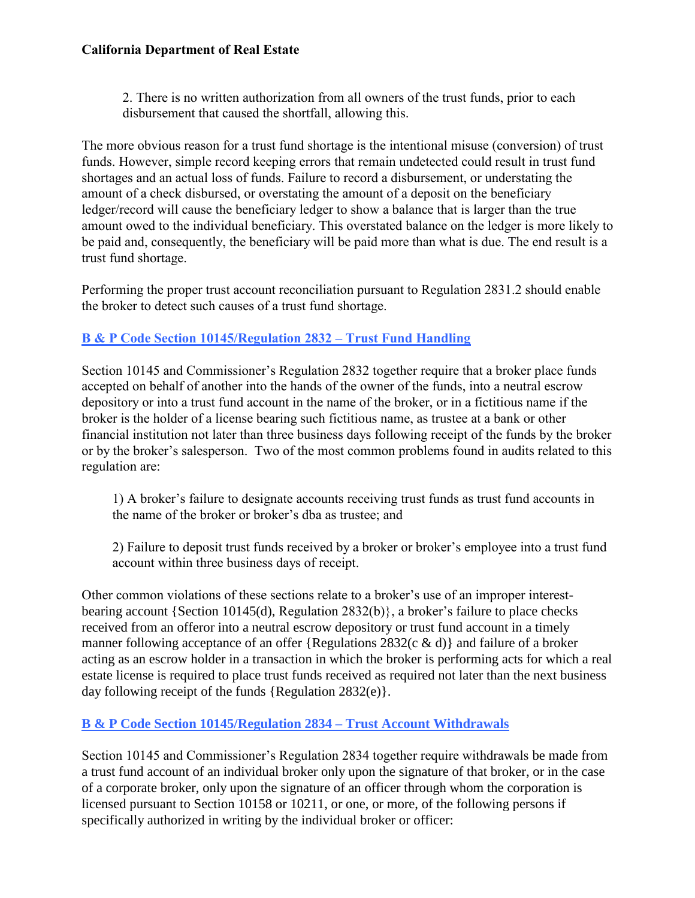2. There is no written authorization from all owners of the trust funds, prior to each disbursement that caused the shortfall, allowing this.

The more obvious reason for a trust fund shortage is the intentional misuse (conversion) of trust funds. However, simple record keeping errors that remain undetected could result in trust fund shortages and an actual loss of funds. Failure to record a disbursement, or understating the amount of a check disbursed, or overstating the amount of a deposit on the beneficiary ledger/record will cause the beneficiary ledger to show a balance that is larger than the true amount owed to the individual beneficiary. This overstated balance on the ledger is more likely to be paid and, consequently, the beneficiary will be paid more than what is due. The end result is a trust fund shortage.

Performing the proper trust account reconciliation pursuant to Regulation 2831.2 should enable the broker to detect such causes of a trust fund shortage.

## B & P Code Section 10145/Regulation 2832 – Trust Fund Handling

Section 10145 and Commissioner's Regulation 2832 together require that a broker place funds accepted on behalf of another into the hands of the owner of the funds, into a neutral escrow depository or into a trust fund account in the name of the broker, or in a fictitious name if the broker is the holder of a license bearing such fictitious name, as trustee at a bank or other financial institution not later than three business days following receipt of the funds by the broker or by the broker's salesperson. Two of the most common problems found in audits related to this regulation are:

1) A broker's failure to designate accounts receiving trust funds as trust fund accounts in the name of the broker or broker's dba as trustee; and

2) Failure to deposit trust funds received by a broker or broker's employee into a trust fund account within three business days of receipt.

Other common violations of these sections relate to a broker's use of an improper interest-bearing account {Section 10145(d), Regulation 2832(b)}, a broker's failure to place checks received from an offeror into a neutral escrow depository or trust fund account in a timely manner following acceptance of an offer {Regulations 2832(c & d)} and failure of a broker acting as an escrow holder in a transaction in which the broker is performing acts for which a real estate license is required to place trust funds received as required not later than the next business day following receipt of the funds {Regulation 2832(e)}.

## B & P Code Section 10145/Regulation 2834 – Trust Account Withdrawals

Section 10145 and Commissioner's Regulation 2834 together require withdrawals be made from a trust fund account of an individual broker only upon the signature of that broker, or in the case of a corporate broker, only upon the signature of an officer through whom the corporation is licensed pursuant to Section 10158 or 10211, or one, or more, of the following persons if specifically authorized in writing by the individual broker or officer: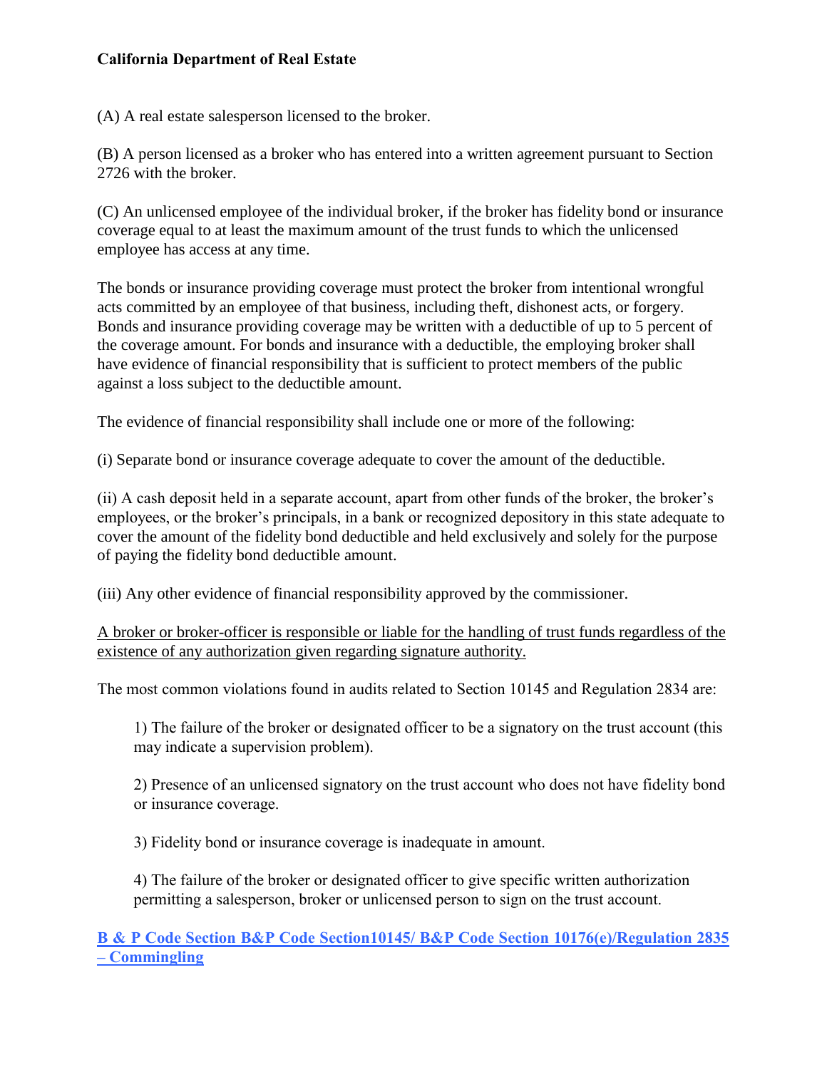(A) A real estate salesperson licensed to the broker.

(B) A person licensed as a broker who has entered into a written agreement pursuant to Section 2726 with the broker.

(C) An unlicensed employee of the individual broker, if the broker has fidelity bond or insurance coverage equal to at least the maximum amount of the trust funds to which the unlicensed employee has access at any time.

The bonds or insurance providing coverage must protect the broker from intentional wrongful acts committed by an employee of that business, including theft, dishonest acts, or forgery. Bonds and insurance providing coverage may be written with a deductible of up to 5 percent of the coverage amount. For bonds and insurance with a deductible, the employing broker shall have evidence of financial responsibility that is sufficient to protect members of the public against a loss subject to the deductible amount.

The evidence of financial responsibility shall include one or more of the following:

(i) Separate bond or insurance coverage adequate to cover the amount of the deductible.

(ii) A cash deposit held in a separate account, apart from other funds of the broker, the broker's employees, or the broker's principals, in a bank or recognized depository in this state adequate to cover the amount of the fidelity bond deductible and held exclusively and solely for the purpose of paying the fidelity bond deductible amount.

(iii) Any other evidence of financial responsibility approved by the commissioner.

<u>A broker or broker-officer is responsible or liable for the handling of trust funds regardless of the existence of any authorization given regarding signature authority.</u>

The most common violations found in audits related to Section 10145 and Regulation 2834 are:

1) The failure of the broker or designated officer to be a signatory on the trust account (this may indicate a supervision problem).

2) Presence of an unlicensed signatory on the trust account who does not have fidelity bond or insurance coverage.

3) Fidelity bond or insurance coverage is inadequate in amount.

4) The failure of the broker or designated officer to give specific written authorization permitting a salesperson, broker or unlicensed person to sign on the trust account.

**B & P Code Section B&P Code Section10145/ B&P Code Section 10176(e)/Regulation 2835 – Commingling**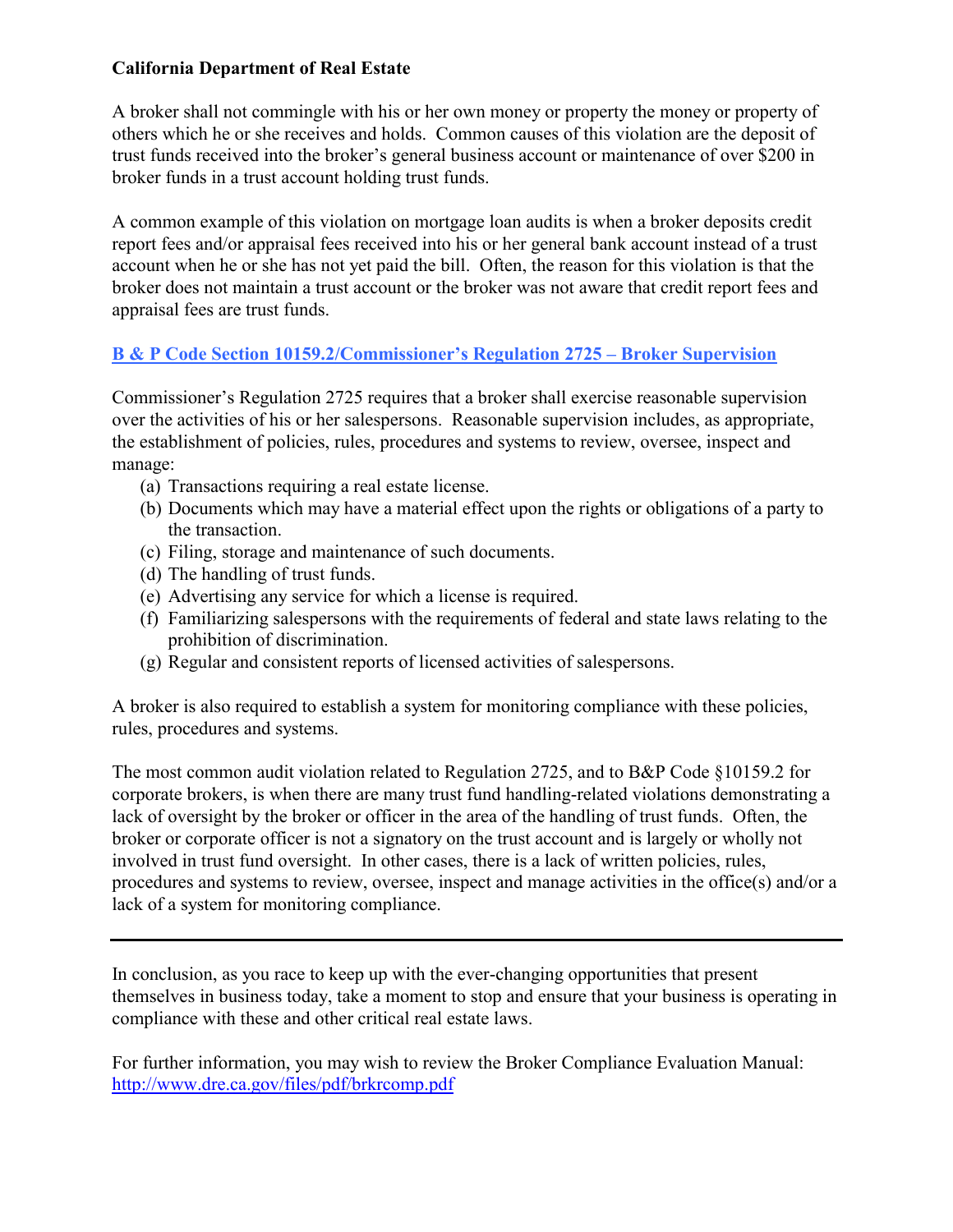**California Department of Real Estate**

A broker shall not commingle with his or her own money or property the money or property of others which he or she receives and holds. Common causes of this violation are the deposit of trust funds received into the broker's general business account or maintenance of over $200 in broker funds in a trust account holding trust funds.

A common example of this violation on mortgage loan audits is when a broker deposits credit report fees and/or appraisal fees received into his or her general bank account instead of a trust account when he or she has not yet paid the bill. Often, the reason for this violation is that the broker does not maintain a trust account or the broker was not aware that credit report fees and appraisal fees are trust funds.

**B & P Code Section 10159.2/Commissioner's Regulation 2725 – Broker Supervision**

Commissioner's Regulation 2725 requires that a broker shall exercise reasonable supervision over the activities of his or her salespersons. Reasonable supervision includes, as appropriate, the establishment of policies, rules, procedures and systems to review, oversee, inspect and manage:

(a) Transactions requiring a real estate license.
(b) Documents which may have a material effect upon the rights or obligations of a party to the transaction.
(c) Filing, storage and maintenance of such documents.
(d) The handling of trust funds.
(e) Advertising any service for which a license is required.
(f) Familiarizing salespersons with the requirements of federal and state laws relating to the prohibition of discrimination.
(g) Regular and consistent reports of licensed activities of salespersons.

A broker is also required to establish a system for monitoring compliance with these policies, rules, procedures and systems.

The most common audit violation related to Regulation 2725, and to B&P Code §10159.2 for corporate brokers, is when there are many trust fund handling-related violations demonstrating a lack of oversight by the broker or officer in the area of the handling of trust funds. Often, the broker or corporate officer is not a signatory on the trust account and is largely or wholly not involved in trust fund oversight. In other cases, there is a lack of written policies, rules, procedures and systems to review, oversee, inspect and manage activities in the office(s) and/or a lack of a system for monitoring compliance.

---

In conclusion, as you race to keep up with the ever-changing opportunities that present themselves in business today, take a moment to stop and ensure that your business is operating in compliance with these and other critical real estate laws.

For further information, you may wish to review the Broker Compliance Evaluation Manual: http://www.dre.ca.gov/files/pdf/brkrcomp.pdf